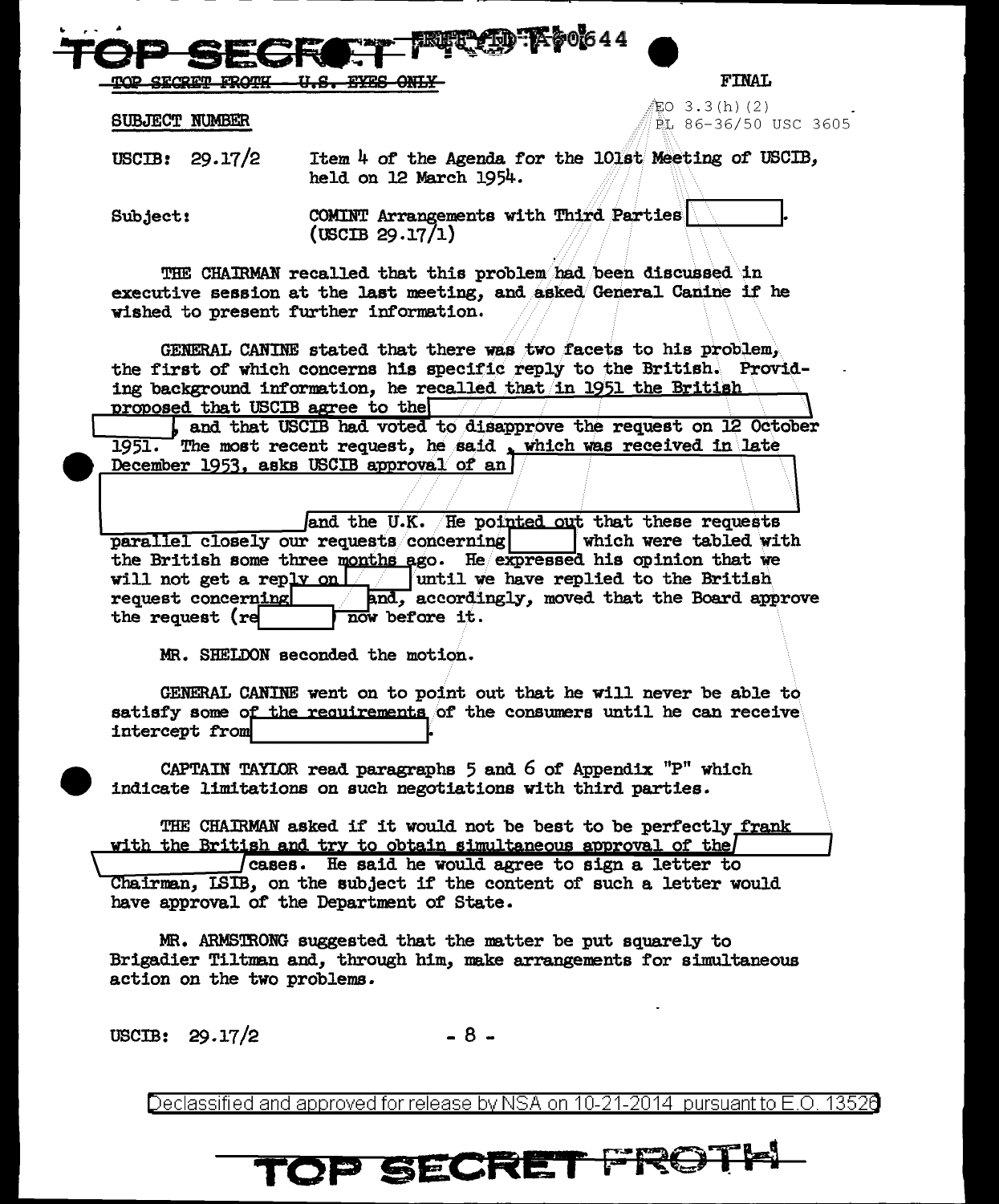TOP SECRET FROTH U.S. EYES ONLY

FINAL

SUBJECT NUMBER

EO 3.3(h)(2)
PL 86-36/50 USC 3605

USCIB: 29.17/2 Item 4 of the Agenda for the 101st Meeting of USCIB, held on 12 March 1954.

Subject: COMINT Arrangements with Third Parties [ ]. (USCIB 29.17/1)

THE CHAIRMAN recalled that this problem had been discussed in executive session at the last meeting, and asked General Canine if he wished to present further information.

GENERAL CANINE stated that there was two facets to his problem, the first of which concerns his specific reply to the British. Providing background information, he recalled that in 1951 the British proposed that USCIB agree to the [ ] [ ], and that USCIB had voted to disapprove the request on 12 October 1951. The most recent request, he said, which was received in late December 1953, asks USCIB approval of an [ ] [ ] and the U.K. He pointed out that these requests parallel closely our requests concerning [ ] which were tabled with the British some three months ago. He expressed his opinion that we will not get a reply on [ ] until we have replied to the British request concerning [ ] and, accordingly, moved that the Board approve the request (re [ ]) now before it.

MR. SHELDON seconded the motion.

GENERAL CANINE went on to point out that he will never be able to satisfy some of the requirements of the consumers until he can receive intercept from [ ].

CAPTAIN TAYLOR read paragraphs 5 and 6 of Appendix "P" which indicate limitations on such negotiations with third parties.

THE CHAIRMAN asked if it would not be best to be perfectly frank with the British and try to obtain simultaneous approval of the [ ] [ ] cases. He said he would agree to sign a letter to Chairman, ISIB, on the subject if the content of such a letter would have approval of the Department of State.

MR. ARMSTRONG suggested that the matter be put squarely to Brigadier Tiltman and, through him, make arrangements for simultaneous action on the two problems.

USCIB: 29.17/2

Declassified and approved for release by NSA on 10-21-2014 pursuant to E.O. 13526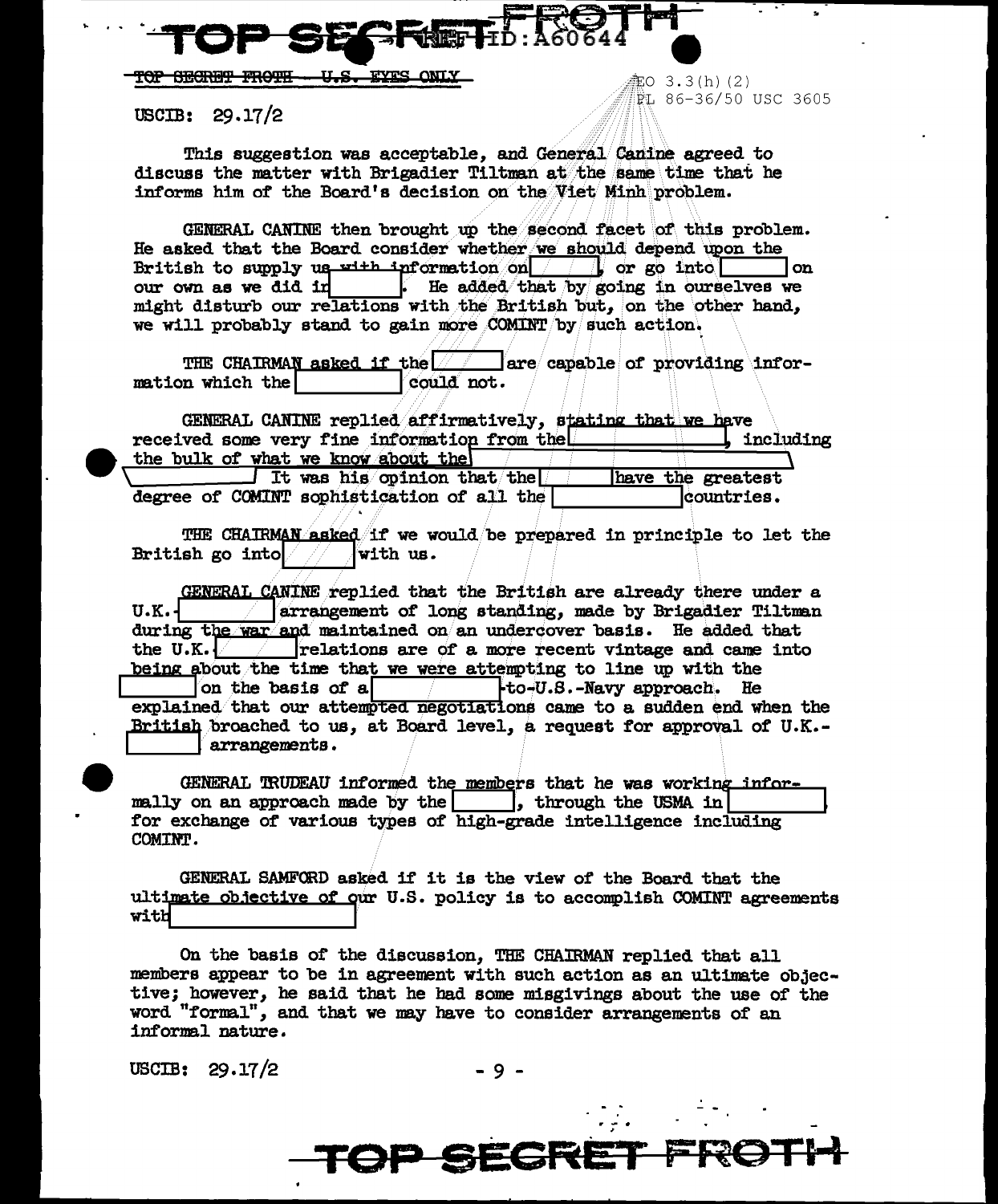TOP SECRET FROTH - U.S. EYES ONLY

EO 3.3(h)(2)
PL 86-36/50 USC 3605

USCIB: 29.17/2

This suggestion was acceptable, and General Canine agreed to discuss the matter with Brigadier Tiltman at the same time that he informs him of the Board's decision on the Viet Minh problem.

GENERAL CANINE then brought up the second facet of this problem. He asked that the Board consider whether we should depend upon the British to supply us with information on [ ], or go into [ ] on our own as we did in [ ]. He added that by going in ourselves we might disturb our relations with the British but, on the other hand, we will probably stand to gain more COMINT by such action.

THE CHAIRMAN asked if the [ ] are capable of providing information which the [ ] could not.

GENERAL CANINE replied affirmatively, stating that we have received some very fine information from the [ ], including the bulk of what we know about the [ ] It was his opinion that the [ ] have the greatest degree of COMINT sophistication of all the [ ] countries.

THE CHAIRMAN asked if we would be prepared in principle to let the British go into [ ] with us.

GENERAL CANINE replied that the British are already there under a U.K.-[ ] arrangement of long standing, made by Brigadier Tiltman during the war and maintained on an undercover basis. He added that the U.K.-[ ] relations are of a more recent vintage and came into being about the time that we were attempting to line up with the [ ] on the basis of a [ ]-to-U.S.-Navy approach. He explained that our attempted negotiations came to a sudden end when the British broached to us, at Board level, a request for approval of U.K.-[ ] arrangements.

GENERAL TRUDEAU informed the members that he was working informally on an approach made by the [ ], through the USMA in [ ] for exchange of various types of high-grade intelligence including COMINT.

GENERAL SAMFORD asked if it is the view of the Board that the ultimate objective of our U.S. policy is to accomplish COMINT agreements with [ ]

On the basis of the discussion, THE CHAIRMAN replied that all members appear to be in agreement with such action as an ultimate objective; however, he said that he had some misgivings about the use of the word "formal", and that we may have to consider arrangements of an informal nature.

USCIB: 29.17/2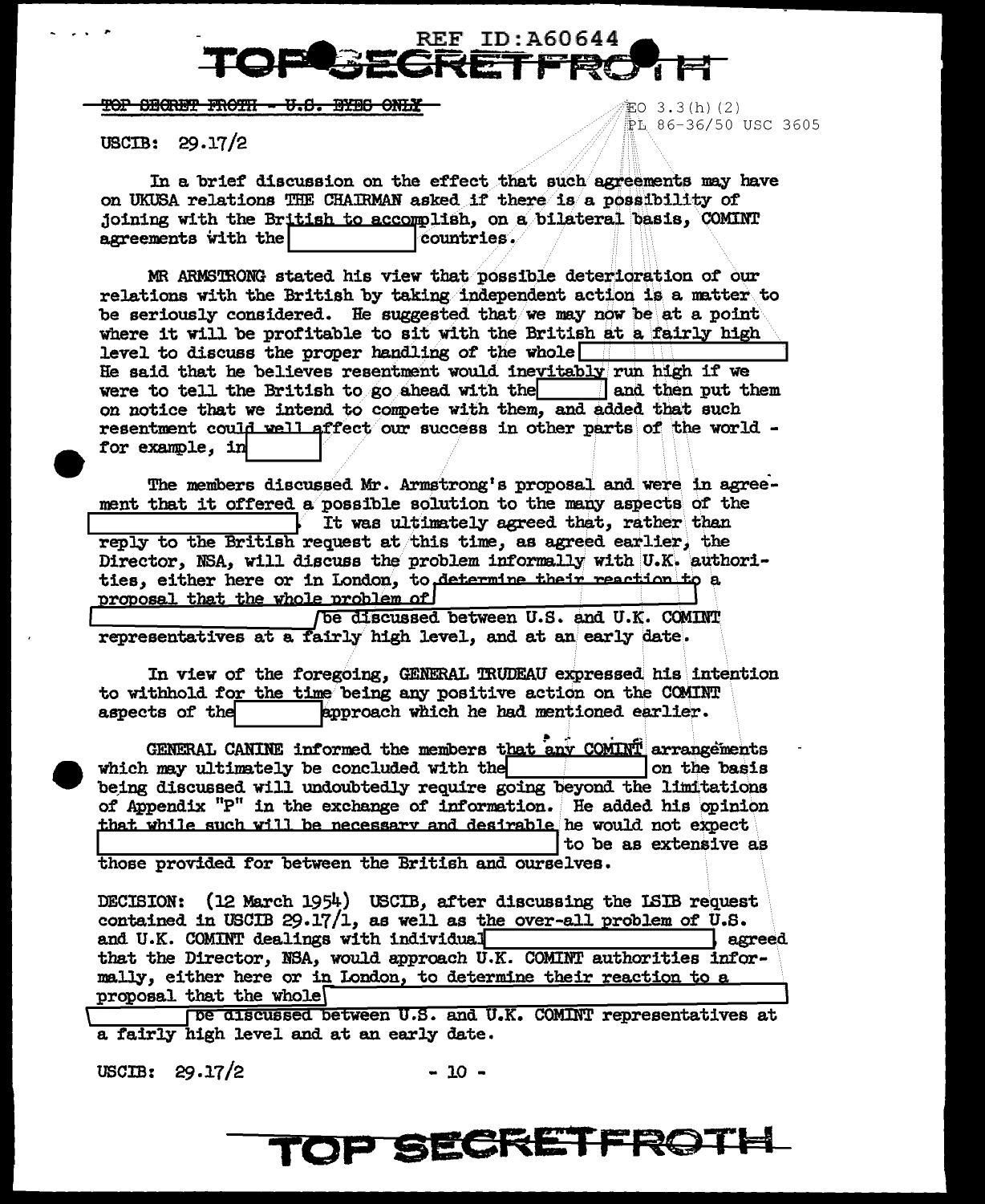TOP SECRET FROTH - U.S. EYES ONLY

EO 3.3(h)(2)
PL 86-36/50 USC 3605

USCIB: 29.17/2

In a brief discussion on the effect that such agreements may have on UKUSA relations THE CHAIRMAN asked if there is a possibility of joining with the British to accomplish, on a bilateral basis, COMINT agreements with the [redacted] countries.

MR ARMSTRONG stated his view that possible deterioration of our relations with the British by taking independent action is a matter to be seriously considered. He suggested that we may now be at a point where it will be profitable to sit with the British at a fairly high level to discuss the proper handling of the whole [redacted] He said that he believes resentment would inevitably run high if we were to tell the British to go ahead with the [redacted] and then put them on notice that we intend to compete with them, and added that such resentment could well affect our success in other parts of the world - for example, in [redacted]

The members discussed Mr. Armstrong's proposal and were in agreement that it offered a possible solution to the many aspects of the [redacted]. It was ultimately agreed that, rather than reply to the British request at this time, as agreed earlier, the Director, NSA, will discuss the problem informally with U.K. authorities, either here or in London, to determine their reaction to a proposal that the whole problem of [redacted] be discussed between U.S. and U.K. COMINT representatives at a fairly high level, and at an early date.

In view of the foregoing, GENERAL TRUDEAU expressed his intention to withhold for the time being any positive action on the COMINT aspects of the [redacted] approach which he had mentioned earlier.

GENERAL CANINE informed the members that any COMINT arrangements which may ultimately be concluded with the [redacted] on the basis being discussed will undoubtedly require going beyond the limitations of Appendix "P" in the exchange of information. He added his opinion that while such will be necessary and desirable he would not expect [redacted] to be as extensive as those provided for between the British and ourselves.

DECISION: (12 March 1954) USCIB, after discussing the ISIB request contained in USCIB 29.17/1, as well as the over-all problem of U.S. and U.K. COMINT dealings with individual [redacted] agreed that the Director, NSA, would approach U.K. COMINT authorities informally, either here or in London, to determine their reaction to a proposal that the whole [redacted] be discussed between U.S. and U.K. COMINT representatives at a fairly high level and at an early date.

USCIB: 29.17/2